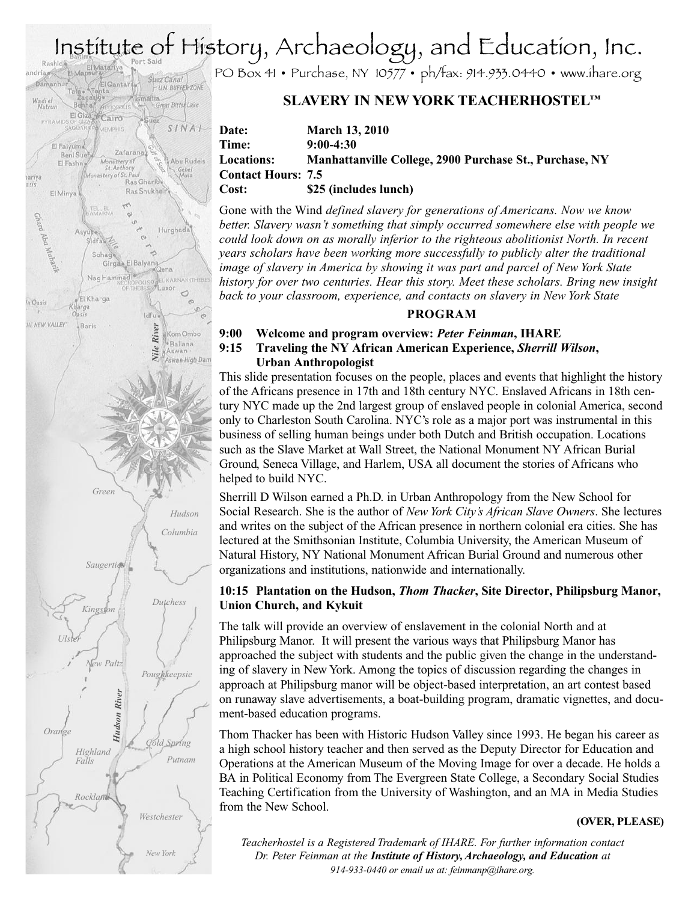# Institute of History, Archaeology, and Education, Inc.

PO Box 41 • Purchase, NY 10577 • ph/fax: 914.933.0440 • www.ihare.org

## SLAVERY IN NEW YORK TEACHERHOSTEL™

**Date:** **March 13, 2010**
**Time:** **9:00-4:30**
**Locations:** **Manhattanville College, 2900 Purchase St., Purchase, NY**
**Contact Hours: 7.5**
**Cost:** **$25 (includes lunch)**

Gone with the Wind *defined slavery for generations of Americans. Now we know better. Slavery wasn't something that simply occurred somewhere else with people we could look down on as morally inferior to the righteous abolitionist North. In recent years scholars have been working more successfully to publicly alter the traditional image of slavery in America by showing it was part and parcel of New York State history for over two centuries. Hear this story. Meet these scholars. Bring new insight back to your classroom, experience, and contacts on slavery in New York State*

### PROGRAM

**9:00 Welcome and program overview: *Peter Feinman*, IHARE**

**9:15 Traveling the NY African American Experience, *Sherrill Wilson*, Urban Anthropologist**

This slide presentation focuses on the people, places and events that highlight the history of the Africans presence in 17th and 18th century NYC. Enslaved Africans in 18th century NYC made up the 2nd largest group of enslaved people in colonial America, second only to Charleston South Carolina. NYC's role as a major port was instrumental in this business of selling human beings under both Dutch and British occupation. Locations such as the Slave Market at Wall Street, the National Monument NY African Burial Ground, Seneca Village, and Harlem, USA all document the stories of Africans who helped to build NYC.

Sherrill D Wilson earned a Ph.D. in Urban Anthropology from the New School for Social Research. She is the author of *New York City's African Slave Owners*. She lectures and writes on the subject of the African presence in northern colonial era cities. She has lectured at the Smithsonian Institute, Columbia University, the American Museum of Natural History, NY National Monument African Burial Ground and numerous other organizations and institutions, nationwide and internationally.

**10:15 Plantation on the Hudson, *Thom Thacker*, Site Director, Philipsburg Manor, Union Church, and Kykuit**

The talk will provide an overview of enslavement in the colonial North and at Philipsburg Manor. It will present the various ways that Philipsburg Manor has approached the subject with students and the public given the change in the understanding of slavery in New York. Among the topics of discussion regarding the changes in approach at Philipsburg manor will be object-based interpretation, an art contest based on runaway slave advertisements, a boat-building program, dramatic vignettes, and document-based education programs.

Thom Thacker has been with Historic Hudson Valley since 1993. He began his career as a high school history teacher and then served as the Deputy Director for Education and Operations at the American Museum of the Moving Image for over a decade. He holds a BA in Political Economy from The Evergreen State College, a Secondary Social Studies Teaching Certification from the University of Washington, and an MA in Media Studies from the New School.

**(OVER, PLEASE)**

*Teacherhostel is a Registered Trademark of IHARE. For further information contact Dr. Peter Feinman at the **Institute of History, Archaeology, and Education** at 914-933-0440 or email us at: feinmanp@ihare.org.*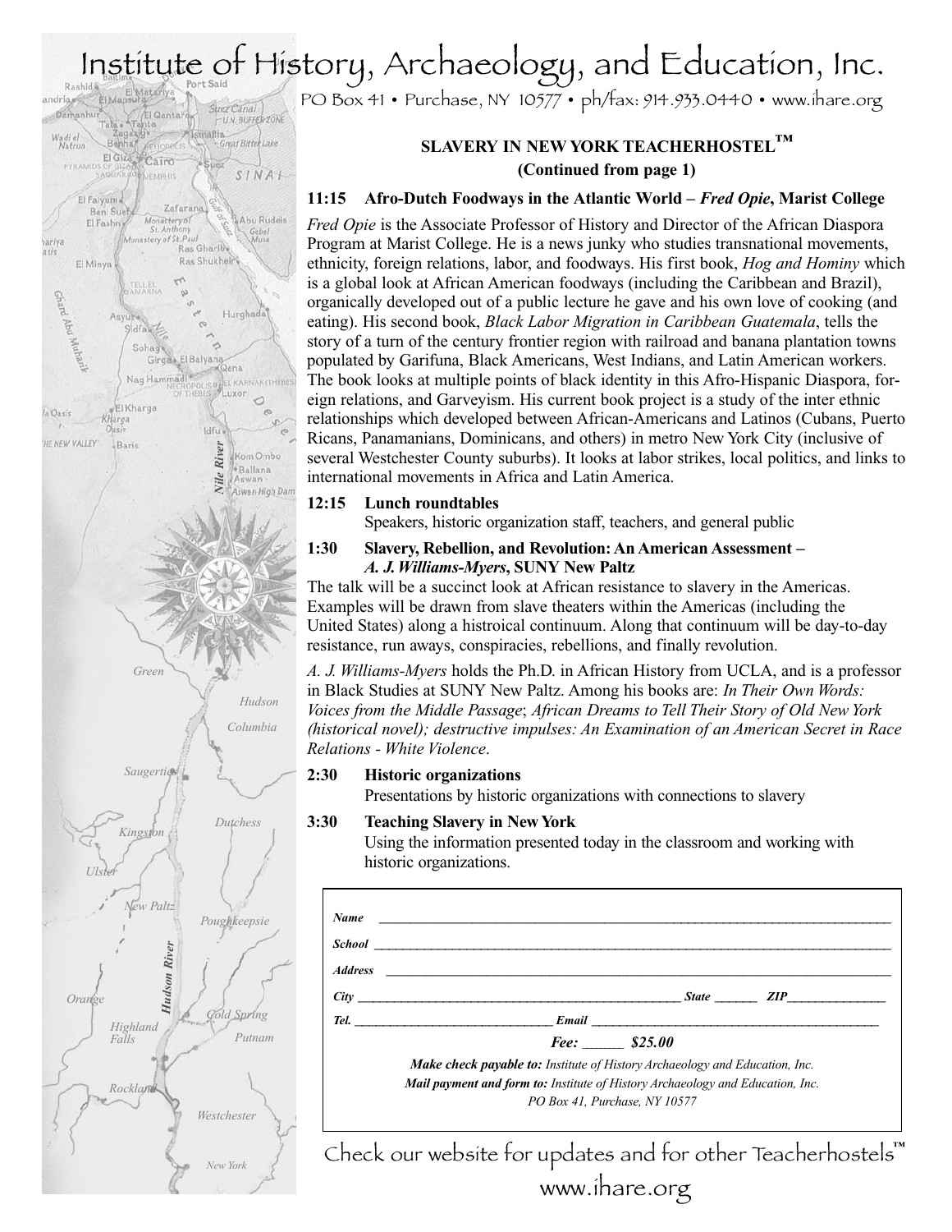# Institute of History, Archaeology, and Education, Inc.

PO Box 41 • Purchase, NY 10577 • ph/fax: 914.933.0440 • www.ihare.org

## SLAVERY IN NEW YORK TEACHERHOSTEL™

**(Continued from page 1)**

**11:15 Afro-Dutch Foodways in the Atlantic World – *Fred Opie*, Marist College**

*Fred Opie* is the Associate Professor of History and Director of the African Diaspora Program at Marist College. He is a news junky who studies transnational movements, ethnicity, foreign relations, labor, and foodways. His first book, *Hog and Hominy* which is a global look at African American foodways (including the Caribbean and Brazil), organically developed out of a public lecture he gave and his own love of cooking (and eating). His second book, *Black Labor Migration in Caribbean Guatemala*, tells the story of a turn of the century frontier region with railroad and banana plantation towns populated by Garifuna, Black Americans, West Indians, and Latin American workers. The book looks at multiple points of black identity in this Afro-Hispanic Diaspora, foreign relations, and Garveyism. His current book project is a study of the inter ethnic relationships which developed between African-Americans and Latinos (Cubans, Puerto Ricans, Panamanians, Dominicans, and others) in metro New York City (inclusive of several Westchester County suburbs). It looks at labor strikes, local politics, and links to international movements in Africa and Latin America.

**12:15 Lunch roundtables**

Speakers, historic organization staff, teachers, and general public

**1:30 Slavery, Rebellion, and Revolution: An American Assessment – *A. J. Williams-Myers*, SUNY New Paltz**

The talk will be a succinct look at African resistance to slavery in the Americas. Examples will be drawn from slave theaters within the Americas (including the United States) along a histroical continuum. Along that continuum will be day-to-day resistance, run aways, conspiracies, rebellions, and finally revolution.

*A. J. Williams-Myers* holds the Ph.D. in African History from UCLA, and is a professor in Black Studies at SUNY New Paltz. Among his books are: *In Their Own Words: Voices from the Middle Passage*; *African Dreams to Tell Their Story of Old New York (historical novel); destructive impulses: An Examination of an American Secret in Race Relations - White Violence*.

**2:30 Historic organizations**

Presentations by historic organizations with connections to slavery

**3:30 Teaching Slavery in New York**

Using the information presented today in the classroom and working with historic organizations.

*Name* ______________________________

*School* ______________________________

*Address* ______________________________

*City* ______________________ *State* ______ *ZIP* ______________

*Tel.* ______________________ *Email* ______________________

*Fee:* _____ *$25.00*

***Make check payable to:*** *Institute of History Archaeology and Education, Inc.*

***Mail payment and form to:*** *Institute of History Archaeology and Education, Inc.*

*PO Box 41, Purchase, NY 10577*

Check our website for updates and for other Teacherhostels™

www.ihare.org